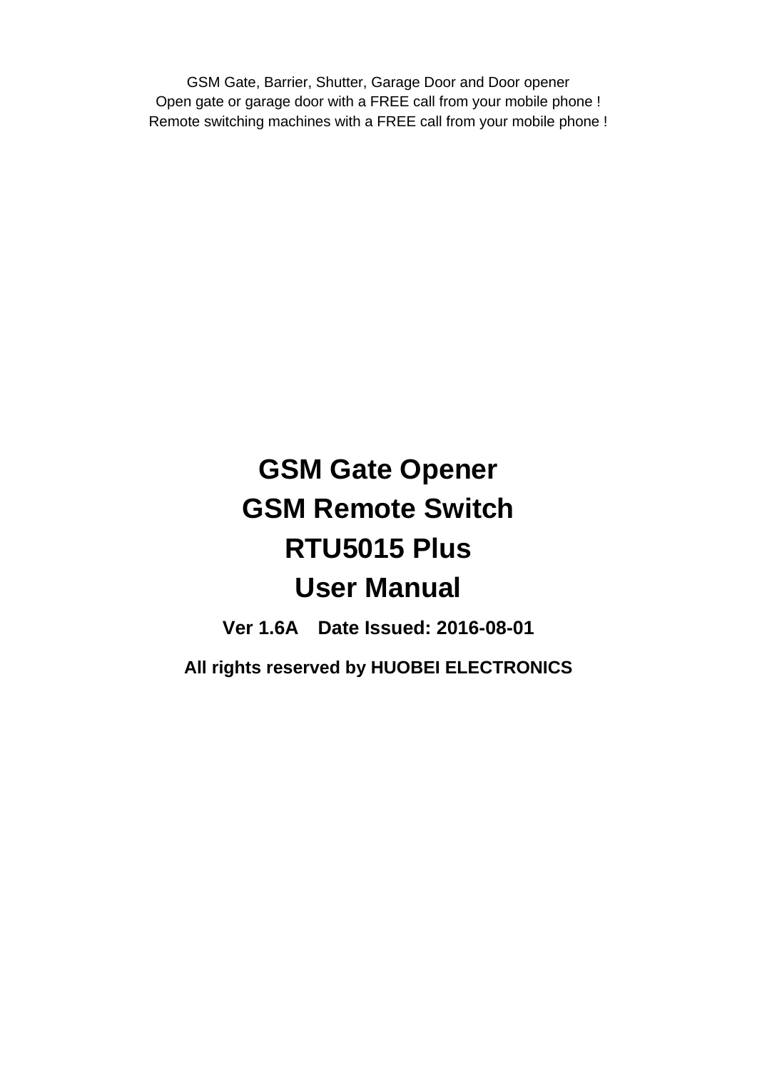GSM Gate, Barrier, Shutter, Garage Door and Door opener
Open gate or garage door with a FREE call from your mobile phone !
Remote switching machines with a FREE call from your mobile phone !

# GSM Gate Opener
# GSM Remote Switch
# RTU5015 Plus
# User Manual

**Ver 1.6A    Date Issued: 2016-08-01**

**All rights reserved by HUOBEI ELECTRONICS**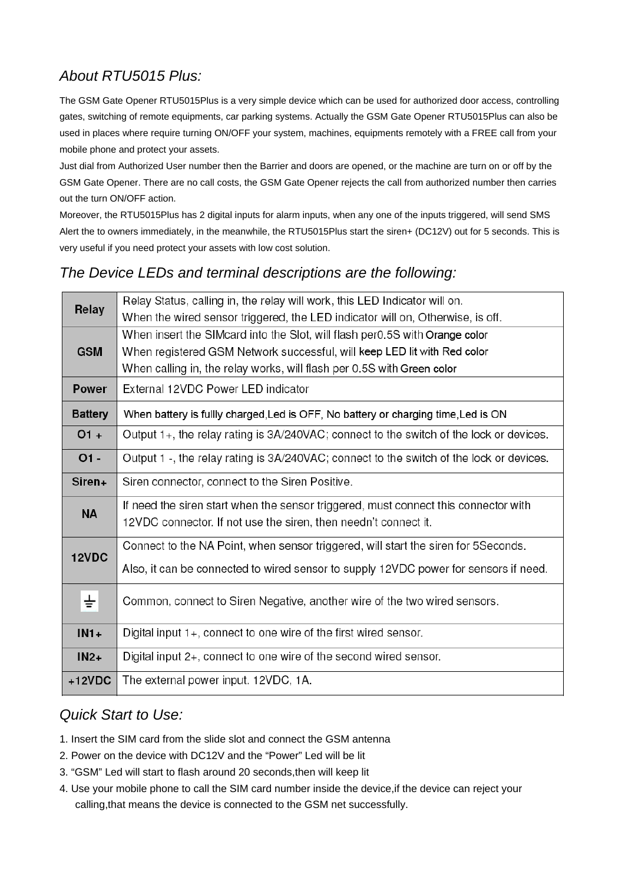## *About RTU5015 Plus:*

The GSM Gate Opener RTU5015Plus is a very simple device which can be used for authorized door access, controlling gates, switching of remote equipments, car parking systems. Actually the GSM Gate Opener RTU5015Plus can also be used in places where require turning ON/OFF your system, machines, equipments remotely with a FREE call from your mobile phone and protect your assets.

Just dial from Authorized User number then the Barrier and doors are opened, or the machine are turn on or off by the GSM Gate Opener. There are no call costs, the GSM Gate Opener rejects the call from authorized number then carries out the turn ON/OFF action.

Moreover, the RTU5015Plus has 2 digital inputs for alarm inputs, when any one of the inputs triggered, will send SMS Alert the to owners immediately, in the meanwhile, the RTU5015Plus start the siren+ (DC12V) out for 5 seconds. This is very useful if you need protect your assets with low cost solution.

## *The Device LEDs and terminal descriptions are the following:*

| | |
|---|---|
| **Relay** | Relay Status, calling in, the relay will work, this LED Indicator will on.<br>When the wired sensor triggered, the LED indicator will on, Otherwise, is off. |
| **GSM** | When insert the SIMcard into the Slot, will flash per0.5S with Orange color<br>When registered GSM Network successful, will keep LED lit with Red color<br>When calling in, the relay works, will flash per 0.5S with Green color |
| **Power** | External 12VDC Power LED indicator |
| **Battery** | When battery is fullly charged,Led is OFF, No battery or charging time,Led is ON |
| **O1 +** | Output 1+, the relay rating is 3A/240VAC; connect to the switch of the lock or devices. |
| **O1 -** | Output 1 -, the relay rating is 3A/240VAC; connect to the switch of the lock or devices. |
| **Siren+** | Siren connector, connect to the Siren Positive. |
| **NA** | If need the siren start when the sensor triggered, must connect this connector with 12VDC connector. If not use the siren, then needn't connect it. |
| **12VDC** | Connect to the NA Point, when sensor triggered, will start the siren for 5Seconds.<br>Also, it can be connected to wired sensor to supply 12VDC power for sensors if need. |
| **⏚** | Common, connect to Siren Negative, another wire of the two wired sensors. |
| **IN1+** | Digital input 1+, connect to one wire of the first wired sensor. |
| **IN2+** | Digital input 2+, connect to one wire of the second wired sensor. |
| **+12VDC** | The external power input. 12VDC, 1A. |

## *Quick Start to Use:*

1. Insert the SIM card from the slide slot and connect the GSM antenna
2. Power on the device with DC12V and the "Power" Led will be lit
3. "GSM" Led will start to flash around 20 seconds,then will keep lit
4. Use your mobile phone to call the SIM card number inside the device,if the device can reject your calling,that means the device is connected to the GSM net successfully.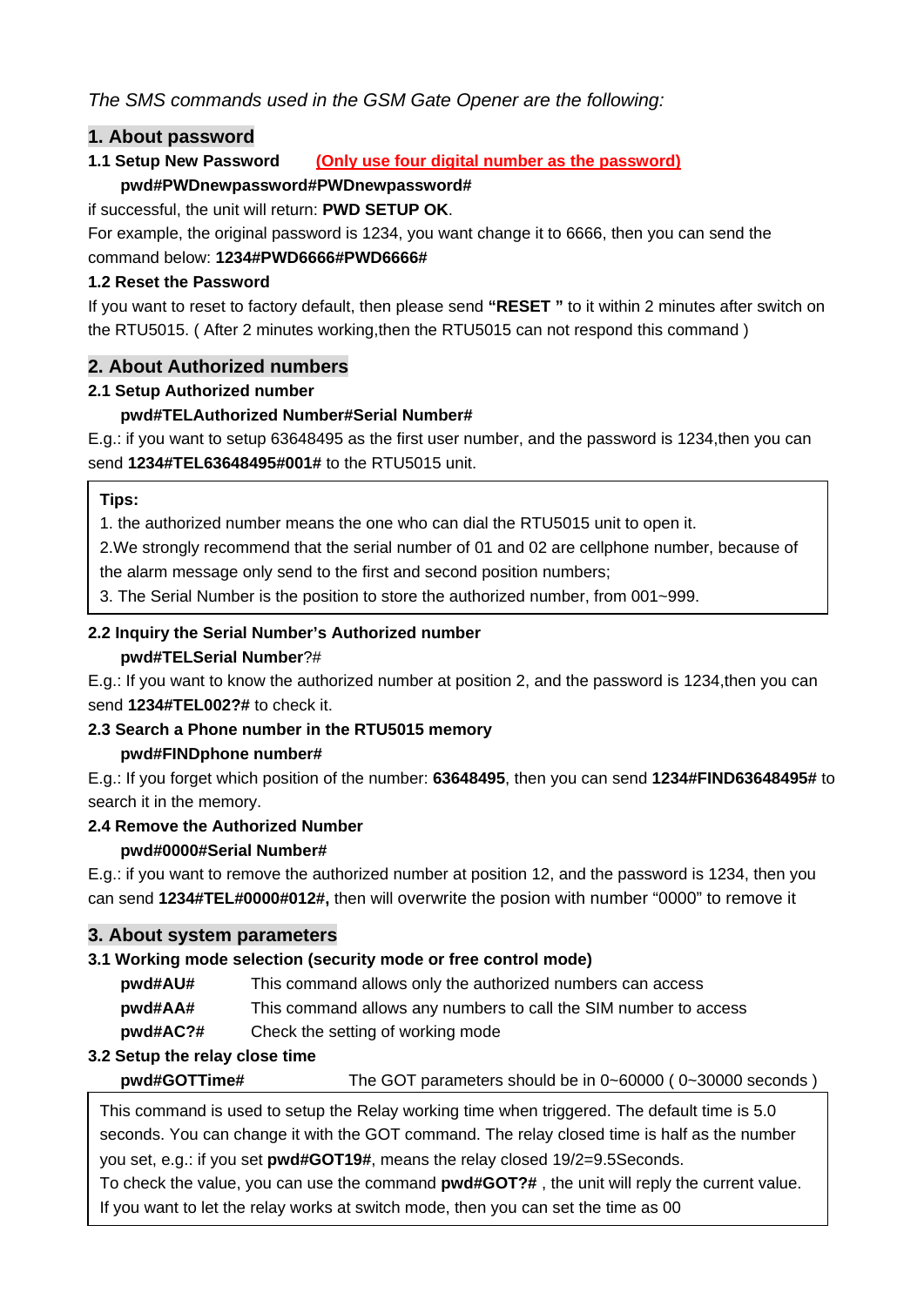*The SMS commands used in the GSM Gate Opener are the following:*

## 1. About password

**1.1 Setup New Password** **(Only use four digital number as the password)**

**pwd#PWDnewpassword#PWDnewpassword#**

if successful, the unit will return: **PWD SETUP OK**.

For example, the original password is 1234, you want change it to 6666, then you can send the command below: **1234#PWD6666#PWD6666#**

**1.2 Reset the Password**

If you want to reset to factory default, then please send **"RESET "** to it within 2 minutes after switch on the RTU5015. ( After 2 minutes working,then the RTU5015 can not respond this command )

## 2. About Authorized numbers

**2.1 Setup Authorized number**

**pwd#TELAuthorized Number#Serial Number#**

E.g.: if you want to setup 63648495 as the first user number, and the password is 1234,then you can send **1234#TEL63648495#001#** to the RTU5015 unit.

> **Tips:**
> 1. the authorized number means the one who can dial the RTU5015 unit to open it.
> 2.We strongly recommend that the serial number of 01 and 02 are cellphone number, because of the alarm message only send to the first and second position numbers;
> 3. The Serial Number is the position to store the authorized number, from 001~999.

**2.2 Inquiry the Serial Number's Authorized number**

**pwd#TELSerial Number**?#

E.g.: If you want to know the authorized number at position 2, and the password is 1234,then you can send **1234#TEL002?#** to check it.

**2.3 Search a Phone number in the RTU5015 memory**

**pwd#FINDphone number#**

E.g.: If you forget which position of the number: **63648495**, then you can send **1234#FIND63648495#** to search it in the memory.

**2.4 Remove the Authorized Number**

**pwd#0000#Serial Number#**

E.g.: if you want to remove the authorized number at position 12, and the password is 1234, then you can send **1234#TEL#0000#012#,** then will overwrite the posion with number "0000" to remove it

## 3. About system parameters

**3.1 Working mode selection (security mode or free control mode)**

| | |
|---|---|
| **pwd#AU#** | This command allows only the authorized numbers can access |
| **pwd#AA#** | This command allows any numbers to call the SIM number to access |
| **pwd#AC?#** | Check the setting of working mode |

**3.2 Setup the relay close time**

**pwd#GOTTime#** The GOT parameters should be in 0~60000 ( 0~30000 seconds )

> This command is used to setup the Relay working time when triggered. The default time is 5.0 seconds. You can change it with the GOT command. The relay closed time is half as the number you set, e.g.: if you set **pwd#GOT19#**, means the relay closed 19/2=9.5Seconds.
> To check the value, you can use the command **pwd#GOT?#** , the unit will reply the current value.
> If you want to let the relay works at switch mode, then you can set the time as 00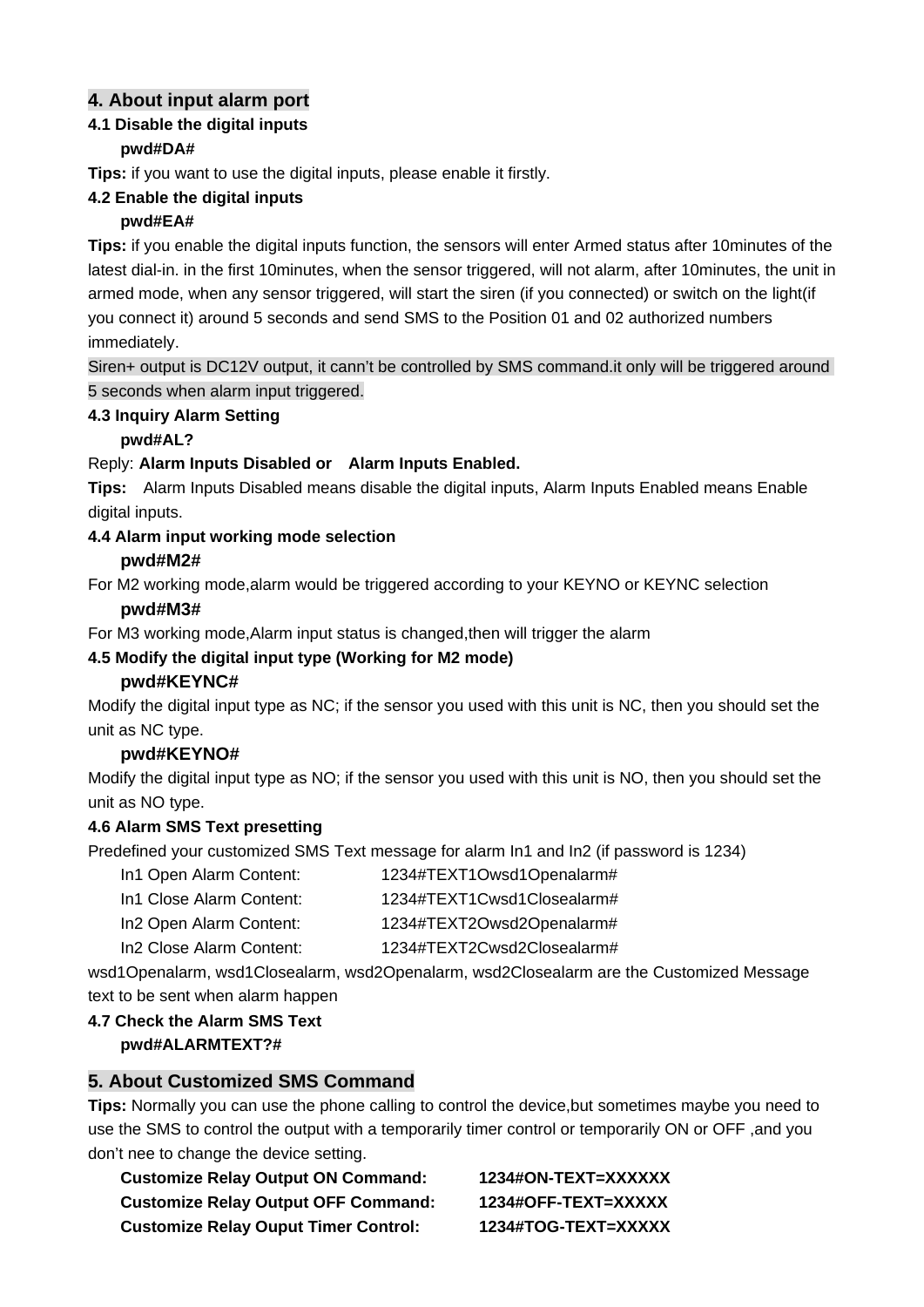## 4. About input alarm port

### 4.1 Disable the digital inputs

**pwd#DA#**

**Tips:** if you want to use the digital inputs, please enable it firstly.

### 4.2 Enable the digital inputs

**pwd#EA#**

**Tips:** if you enable the digital inputs function, the sensors will enter Armed status after 10minutes of the latest dial-in. in the first 10minutes, when the sensor triggered, will not alarm, after 10minutes, the unit in armed mode, when any sensor triggered, will start the siren (if you connected) or switch on the light(if you connect it) around 5 seconds and send SMS to the Position 01 and 02 authorized numbers immediately.

Siren+ output is DC12V output, it cann't be controlled by SMS command.it only will be triggered around 5 seconds when alarm input triggered.

### 4.3 Inquiry Alarm Setting

**pwd#AL?**

Reply: **Alarm Inputs Disabled or Alarm Inputs Enabled.**

**Tips:** Alarm Inputs Disabled means disable the digital inputs, Alarm Inputs Enabled means Enable digital inputs.

### 4.4 Alarm input working mode selection

**pwd#M2#**

For M2 working mode,alarm would be triggered according to your KEYNO or KEYNC selection

**pwd#M3#**

For M3 working mode,Alarm input status is changed,then will trigger the alarm

### 4.5 Modify the digital input type (Working for M2 mode)

**pwd#KEYNC#**

Modify the digital input type as NC; if the sensor you used with this unit is NC, then you should set the unit as NC type.

**pwd#KEYNO#**

Modify the digital input type as NO; if the sensor you used with this unit is NO, then you should set the unit as NO type.

### 4.6 Alarm SMS Text presetting

Predefined your customized SMS Text message for alarm In1 and In2 (if password is 1234)

In1 Open Alarm Content: 1234#TEXT1Owsd1Openalarm#
In1 Close Alarm Content: 1234#TEXT1Cwsd1Closealarm#
In2 Open Alarm Content: 1234#TEXT2Owsd2Openalarm#
In2 Close Alarm Content: 1234#TEXT2Cwsd2Closealarm#

wsd1Openalarm, wsd1Closealarm, wsd2Openalarm, wsd2Closealarm are the Customized Message text to be sent when alarm happen

### 4.7 Check the Alarm SMS Text

**pwd#ALARMTEXT?#**

## 5. About Customized SMS Command

**Tips:** Normally you can use the phone calling to control the device,but sometimes maybe you need to use the SMS to control the output with a temporarily timer control or temporarily ON or OFF ,and you don't nee to change the device setting.

**Customize Relay Output ON Command: 1234#ON-TEXT=XXXXXX**
**Customize Relay Output OFF Command: 1234#OFF-TEXT=XXXXX**
**Customize Relay Ouput Timer Control: 1234#TOG-TEXT=XXXXX**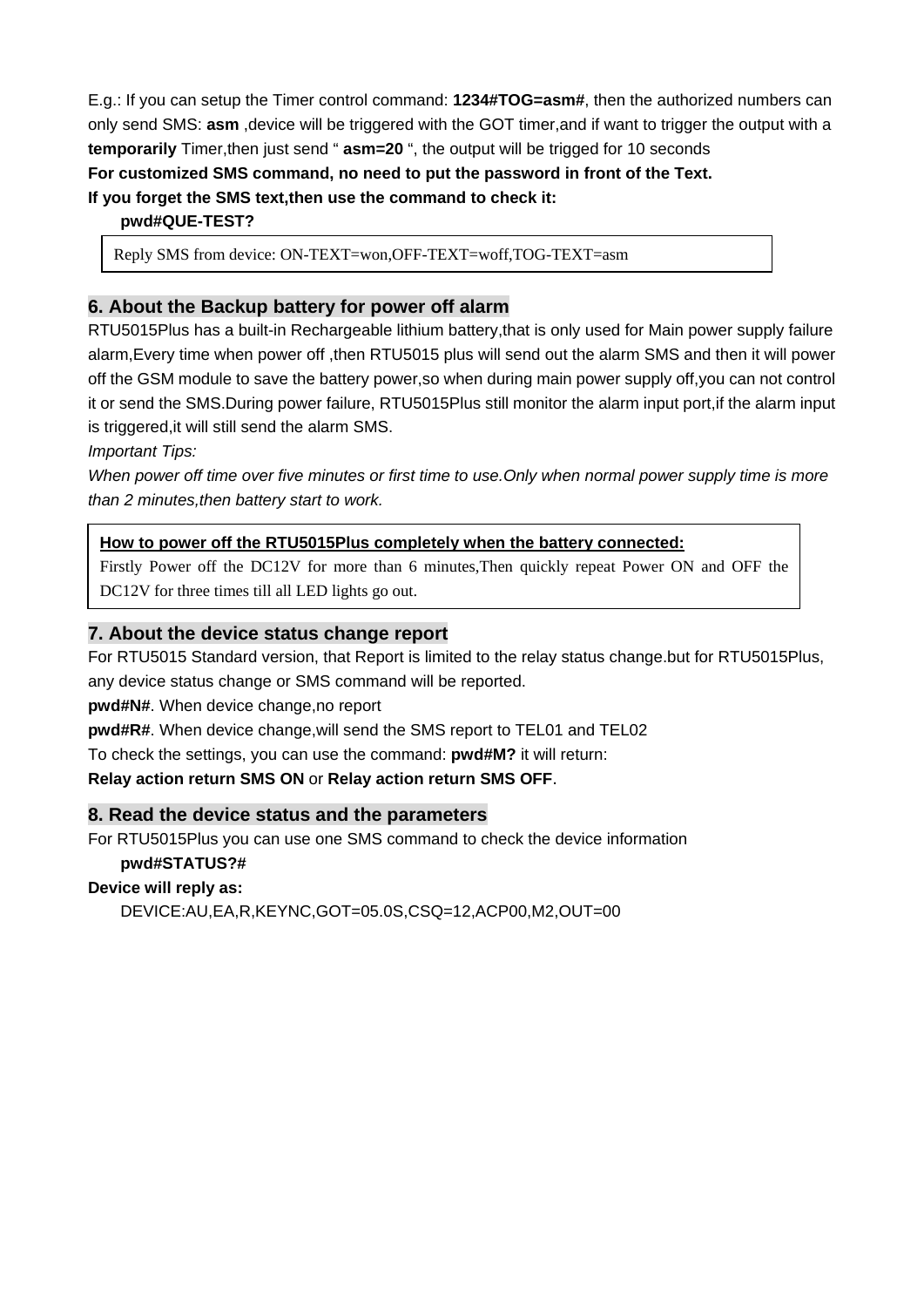E.g.: If you can setup the Timer control command: **1234#TOG=asm#**, then the authorized numbers can only send SMS: **asm** ,device will be triggered with the GOT timer,and if want to trigger the output with a **temporarily** Timer,then just send " **asm=20** ", the output will be trigged for 10 seconds

**For customized SMS command, no need to put the password in front of the Text.**

**If you forget the SMS text,then use the command to check it:**

**pwd#QUE-TEST?**

| Reply SMS from device: ON-TEXT=won,OFF-TEXT=woff,TOG-TEXT=asm |
| --- |

## 6. About the Backup battery for power off alarm

RTU5015Plus has a built-in Rechargeable lithium battery,that is only used for Main power supply failure alarm,Every time when power off ,then RTU5015 plus will send out the alarm SMS and then it will power off the GSM module to save the battery power,so when during main power supply off,you can not control it or send the SMS.During power failure, RTU5015Plus still monitor the alarm input port,if the alarm input is triggered,it will still send the alarm SMS.

*Important Tips:*

*When power off time over five minutes or first time to use.Only when normal power supply time is more than 2 minutes,then battery start to work.*

| **How to power off the RTU5015Plus completely when the battery connected:** Firstly Power off the DC12V for more than 6 minutes,Then quickly repeat Power ON and OFF the DC12V for three times till all LED lights go out. |
| --- |

## 7. About the device status change report

For RTU5015 Standard version, that Report is limited to the relay status change.but for RTU5015Plus, any device status change or SMS command will be reported.

**pwd#N#**. When device change,no report

**pwd#R#**. When device change,will send the SMS report to TEL01 and TEL02

To check the settings, you can use the command: **pwd#M?** it will return:

**Relay action return SMS ON** or **Relay action return SMS OFF**.

## 8. Read the device status and the parameters

For RTU5015Plus you can use one SMS command to check the device information

**pwd#STATUS?#**

**Device will reply as:**

DEVICE:AU,EA,R,KEYNC,GOT=05.0S,CSQ=12,ACP00,M2,OUT=00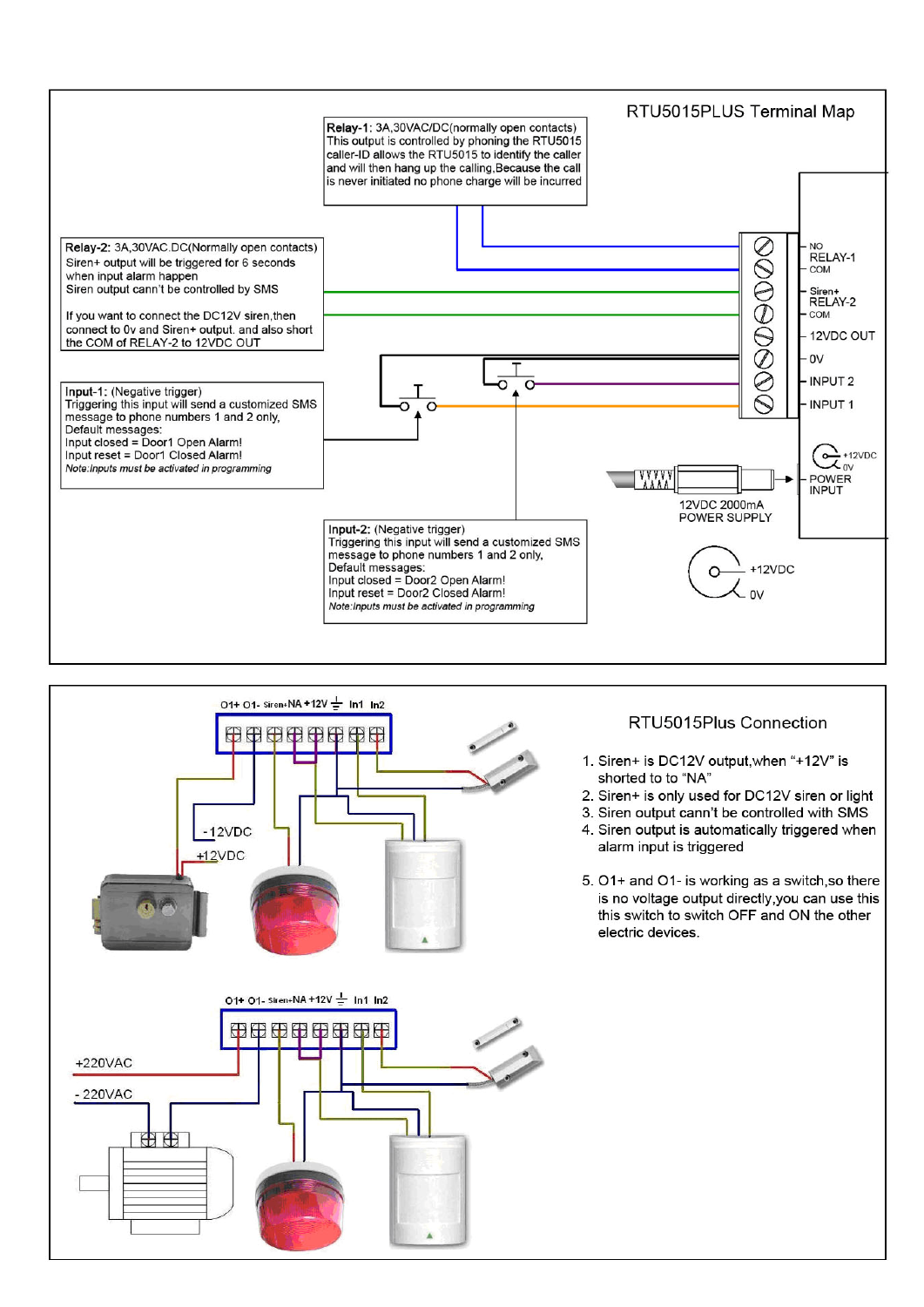## RTU5015PLUS Terminal Map

**Relay-1:** 3A,30VAC/DC(normally open contacts)
This output is controlled by phoning the RTU5015 caller-ID allows the RTU5015 to identify the caller and will then hang up the calling,Because the call is never initiated no phone charge will be incurred

**Relay-2:** 3A,30VAC.DC(Normally open contacts)
Siren+ output will be triggered for 6 seconds when input alarm happen
Siren output cann't be controlled by SMS

If you want to connect the DC12V siren,then connect to 0v and Siren+ output. and also short the COM of RELAY-2 to 12VDC OUT

**Input-1:** (Negative trigger)
Triggering this input will send a customized SMS message to phone numbers 1 and 2 only,
Default messages:
Input closed = Door1 Open Alarm!
Input reset = Door1 Closed Alarm!
*Note:Inputs must be activated in programming*

**Input-2:** (Negative trigger)
Triggering this input will send a customized SMS message to phone numbers 1 and 2 only,
Default messages:
Input closed = Door2 Open Alarm!
Input reset = Door2 Closed Alarm!
*Note:Inputs must be activated in programming*

NO
RELAY-1
COM
Siren+
RELAY-2
COM
12VDC OUT
0V
INPUT 2
INPUT 1

+12VDC
0V
POWER INPUT

12VDC 2000mA
POWER SUPPLY

+12VDC
0V

## RTU5015Plus Connection

O1+ O1- Siren+NA +12V ⏚ In1 In2

-12VDC
+12VDC

+220VAC
- 220VAC

1. Siren+ is DC12V output,when "+12V" is shorted to to "NA"
2. Siren+ is only used for DC12V siren or light
3. Siren output cann't be controlled with SMS
4. Siren output is automatically triggered when alarm input is triggered
5. O1+ and O1- is working as a switch,so there is no voltage output directly,you can use this this switch to switch OFF and ON the other electric devices.